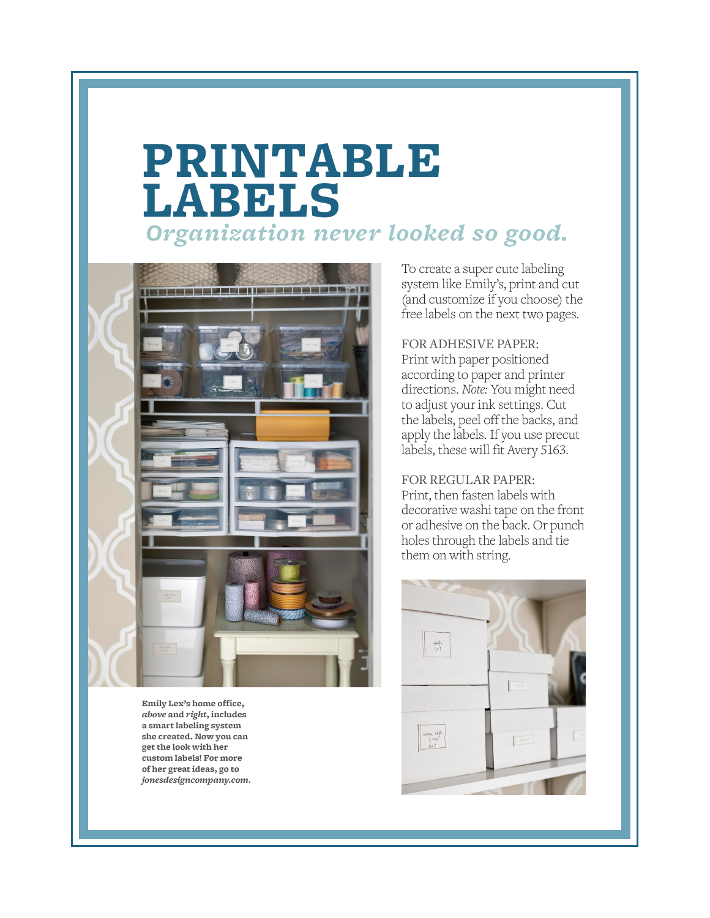# PRINTABLE LABELS

## *Organization never looked so good.*

To create a super cute labeling system like Emily's, print and cut (and customize if you choose) the free labels on the next two pages.

FOR ADHESIVE PAPER:
Print with paper positioned according to paper and printer directions. *Note:* You might need to adjust your ink settings. Cut the labels, peel off the backs, and apply the labels. If you use precut labels, these will fit Avery 5163.

FOR REGULAR PAPER:
Print, then fasten labels with decorative washi tape on the front or adhesive on the back. Or punch holes through the labels and tie them on with string.

**Emily Lex's home office, *above* and *right*, includes a smart labeling system she created. Now you can get the look with her custom labels! For more of her great ideas, go to *jonesdesigncompany.com*.**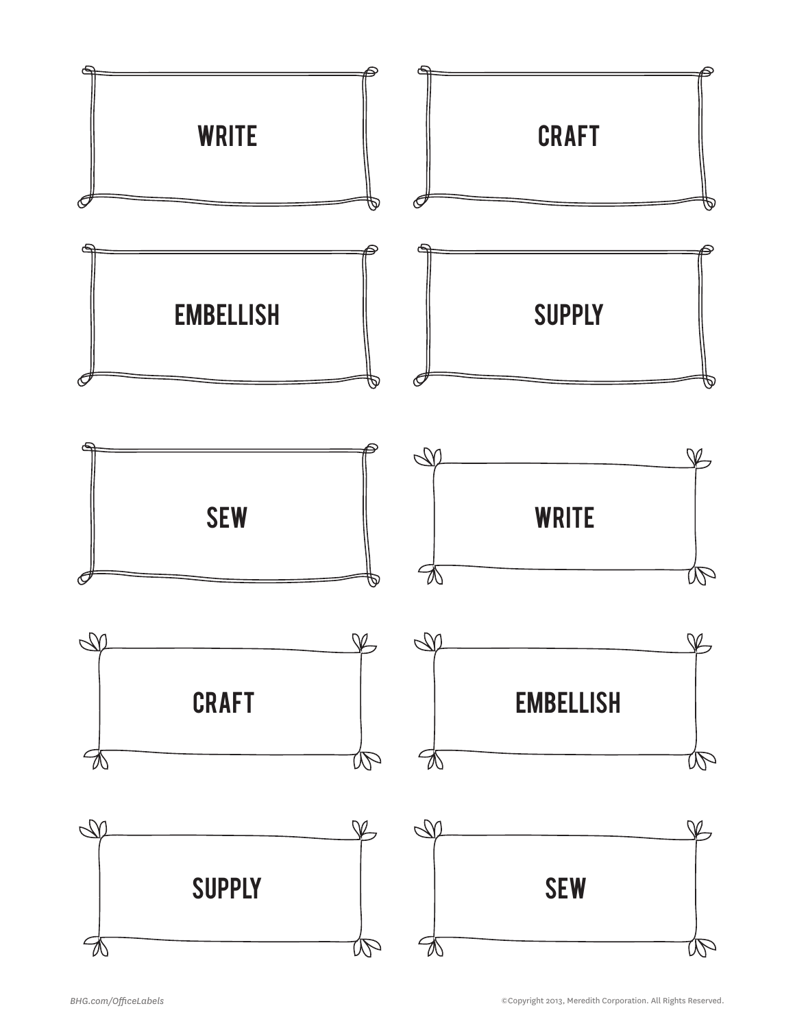WRITE

CRAFT

EMBELLISH

SUPPLY

SEW

WRITE

CRAFT

EMBELLISH

SUPPLY

SEW

BHG.com/OfficeLabels

©Copyright 2013, Meredith Corporation. All Rights Reserved.